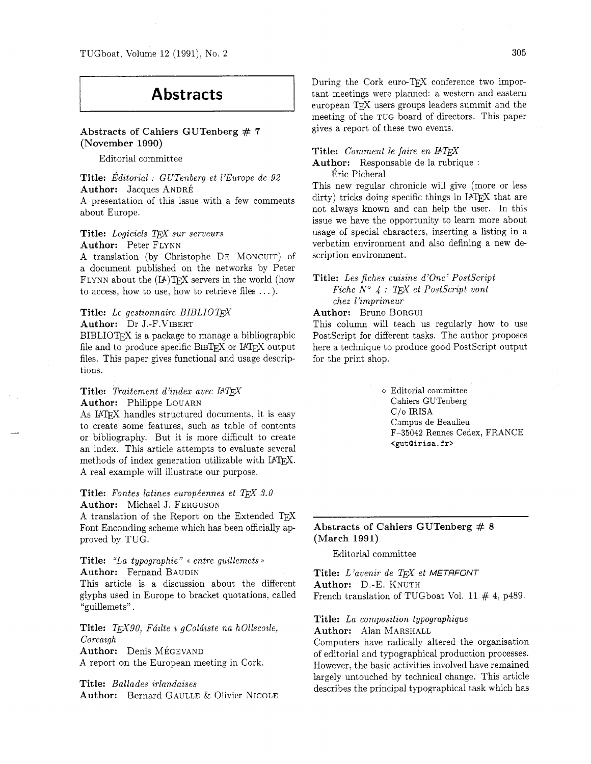# Abstracts

## Abstracts of Cahiers GUTenberg # 7 (November 1990)

Editorial committee

**Title:** *Éditorial : GUTenberg et l'Europe de 92*
**Author:** Jacques ANDRÉ
A presentation of this issue with a few comments about Europe.

**Title:** *Logiciels TEX sur serveurs*
**Author:** Peter FLYNN
A translation (by Christophe DE MONCUIT) of a document published on the networks by Peter FLYNN about the (LA)TEX servers in the world (how to access, how to use, how to retrieve files ...).

**Title:** *Le gestionnaire BIBLIOTEX*
**Author:** Dr J.-F.VIBERT
BIBLIOTEX is a package to manage a bibliographic file and to produce specific BIBTEX or LATEX output files. This paper gives functional and usage descriptions.

**Title:** *Traitement d'index avec LATEX*
**Author:** Philippe LOUARN
As LATEX handles structured documents, it is easy to create some features, such as table of contents or bibliography. But it is more difficult to create an index. This article attempts to evaluate several methods of index generation utilizable with LATEX. A real example will illustrate our purpose.

**Title:** *Fontes latines européennes et TEX 3.0*
**Author:** Michael J. FERGUSON
A translation of the Report on the Extended TEX Font Enconding scheme which has been officially approved by TUG.

**Title:** *"La typographie" « entre guillemets »*
**Author:** Fernand BAUDIN
This article is a discussion about the different glyphs used in Europe to bracket quotations, called "guillemets".

**Title:** *TEX90, Fáilte ı gColáıste na hOllscoıle, Corcaıgh*
**Author:** Denis MÉGEVAND
A report on the European meeting in Cork.

**Title:** *Ballades irlandaises*
**Author:** Bernard GAULLE & Olivier NICOLE
During the Cork euro-TEX conference two important meetings were planned: a western and eastern european TEX users groups leaders summit and the meeting of the TUG board of directors. This paper gives a report of these two events.

**Title:** *Comment le faire en LATEX*
**Author:** Responsable de la rubrique : Éric Picheral
This new regular chronicle will give (more or less dirty) tricks doing specific things in LATEX that are not always known and can help the user. In this issue we have the opportunity to learn more about usage of special characters, inserting a listing in a verbatim environment and also defining a new description environment.

**Title:** *Les fiches cuisine d'Onc' PostScript Fiche N° 4 : TEX et PostScript vont chez l'imprimeur*
**Author:** Bruno BORGUI
This column will teach us regularly how to use PostScript for different tasks. The author proposes here a technique to produce good PostScript output for the print shop.

◦ Editorial committee
Cahiers GUTenberg
C/o IRISA
Campus de Beaulieu
F-35042 Rennes Cedex, FRANCE
<gut@irisa.fr>

## Abstracts of Cahiers GUTenberg # 8 (March 1991)

Editorial committee

**Title:** *L'avenir de TEX et METAFONT*
**Author:** D.-E. KNUTH
French translation of TUGboat Vol. 11 # 4, p489.

**Title:** *La composition typographique*
**Author:** Alan MARSHALL
Computers have radically altered the organisation of editorial and typographical production processes. However, the basic activities involved have remained largely untouched by technical change. This article describes the principal typographical task which has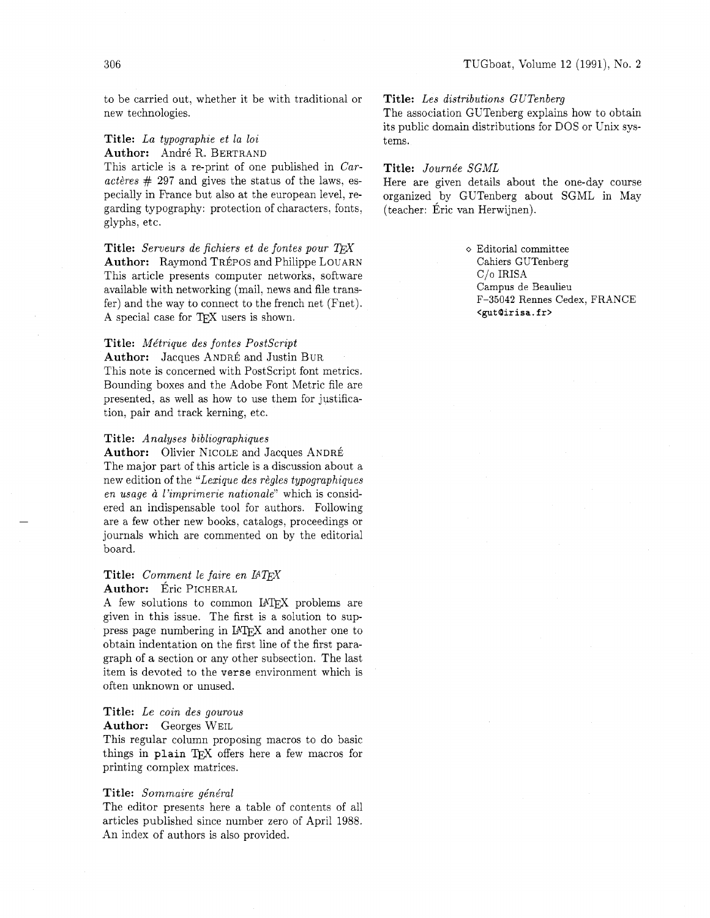to be carried out, whether it be with traditional or new technologies.

**Title:** *La typographie et la loi*
**Author:** André R. Bertrand
This article is a re-print of one published in *Caractères* # 297 and gives the status of the laws, especially in France but also at the european level, regarding typography: protection of characters, fonts, glyphs, etc.

**Title:** *Serveurs de fichiers et de fontes pour TEX*
**Author:** Raymond Trépos and Philippe Louarn
This article presents computer networks, software available with networking (mail, news and file transfer) and the way to connect to the french net (Fnet). A special case for TEX users is shown.

**Title:** *Métrique des fontes PostScript*
**Author:** Jacques André and Justin Bur
This note is concerned with PostScript font metrics. Bounding boxes and the Adobe Font Metric file are presented, as well as how to use them for justification, pair and track kerning, etc.

**Title:** *Analyses bibliographiques*
**Author:** Olivier Nicole and Jacques André
The major part of this article is a discussion about a new edition of the "*Lexique des règles typographiques en usage à l'imprimerie nationale*" which is considered an indispensable tool for authors. Following are a few other new books, catalogs, proceedings or journals which are commented on by the editorial board.

**Title:** *Comment le faire en LATEX*
**Author:** Éric Picheral
A few solutions to common LATEX problems are given in this issue. The first is a solution to suppress page numbering in LATEX and another one to obtain indentation on the first line of the first paragraph of a section or any other subsection. The last item is devoted to the `verse` environment which is often unknown or unused.

**Title:** *Le coin des gourous*
**Author:** Georges Weil
This regular column proposing macros to do basic things in `plain` TEX offers here a few macros for printing complex matrices.

**Title:** *Sommaire général*
The editor presents here a table of contents of all articles published since number zero of April 1988. An index of authors is also provided.

**Title:** *Les distributions GUTenberg*
The association GUTenberg explains how to obtain its public domain distributions for DOS or Unix systems.

**Title:** *Journée SGML*
Here are given details about the one-day course organized by GUTenberg about SGML in May (teacher: Éric van Herwijnen).

◇ Editorial committee
Cahiers GUTenberg
C/o IRISA
Campus de Beaulieu
F-35042 Rennes Cedex, FRANCE
`<gut@irisa.fr>`